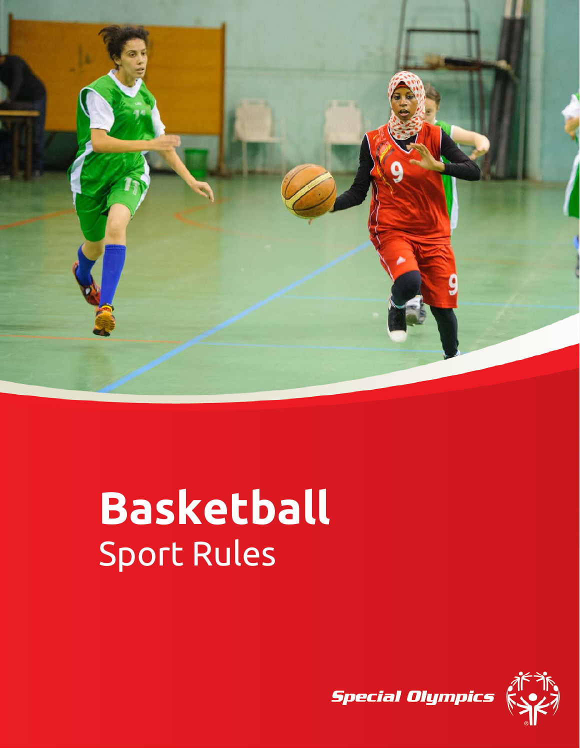# Basketball

Sport Rules

Special Olympics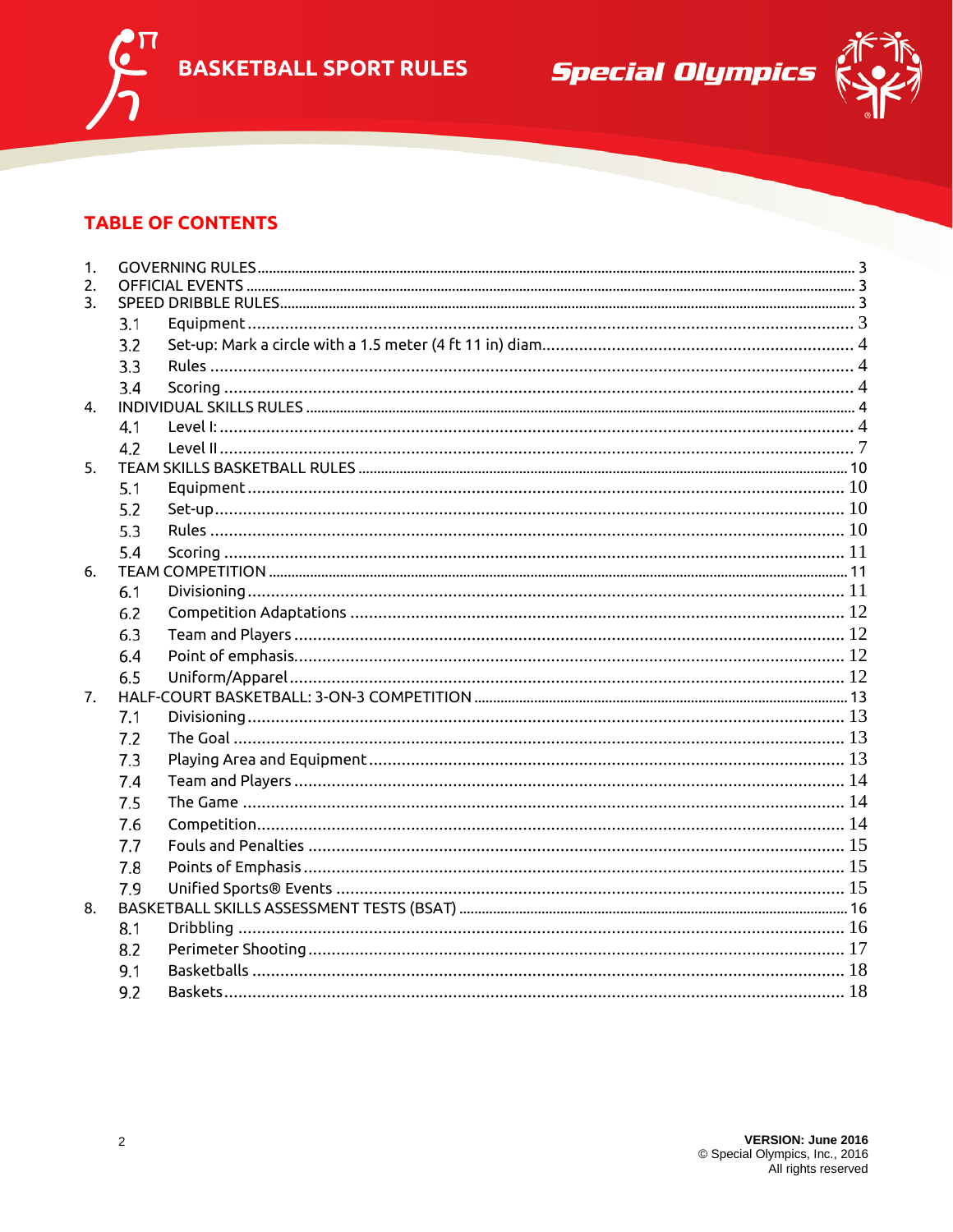## TABLE OF CONTENTS

1. GOVERNING RULES ..... 3
2. OFFICIAL EVENTS ..... 3
3. SPEED DRIBBLE RULES ..... 3
   - 3.1 Equipment ..... 3
   - 3.2 Set-up: Mark a circle with a 1.5 meter (4 ft 11 in) diam ..... 4
   - 3.3 Rules ..... 4
   - 3.4 Scoring ..... 4
4. INDIVIDUAL SKILLS RULES ..... 4
   - 4.1 Level I: ..... 4
   - 4.2 Level II ..... 7
5. TEAM SKILLS BASKETBALL RULES ..... 10
   - 5.1 Equipment ..... 10
   - 5.2 Set-up ..... 10
   - 5.3 Rules ..... 10
   - 5.4 Scoring ..... 11
6. TEAM COMPETITION ..... 11
   - 6.1 Divisioning ..... 11
   - 6.2 Competition Adaptations ..... 12
   - 6.3 Team and Players ..... 12
   - 6.4 Point of emphasis ..... 12
   - 6.5 Uniform/Apparel ..... 12
7. HALF-COURT BASKETBALL: 3-ON-3 COMPETITION ..... 13
   - 7.1 Divisioning ..... 13
   - 7.2 The Goal ..... 13
   - 7.3 Playing Area and Equipment ..... 13
   - 7.4 Team and Players ..... 14
   - 7.5 The Game ..... 14
   - 7.6 Competition ..... 14
   - 7.7 Fouls and Penalties ..... 15
   - 7.8 Points of Emphasis ..... 15
   - 7.9 Unified Sports® Events ..... 15
8. BASKETBALL SKILLS ASSESSMENT TESTS (BSAT) ..... 16
   - 8.1 Dribbling ..... 16
   - 8.2 Perimeter Shooting ..... 17
   - 9.1 Basketballs ..... 18
   - 9.2 Baskets ..... 18

VERSION: June 2016
© Special Olympics, Inc., 2016
All rights reserved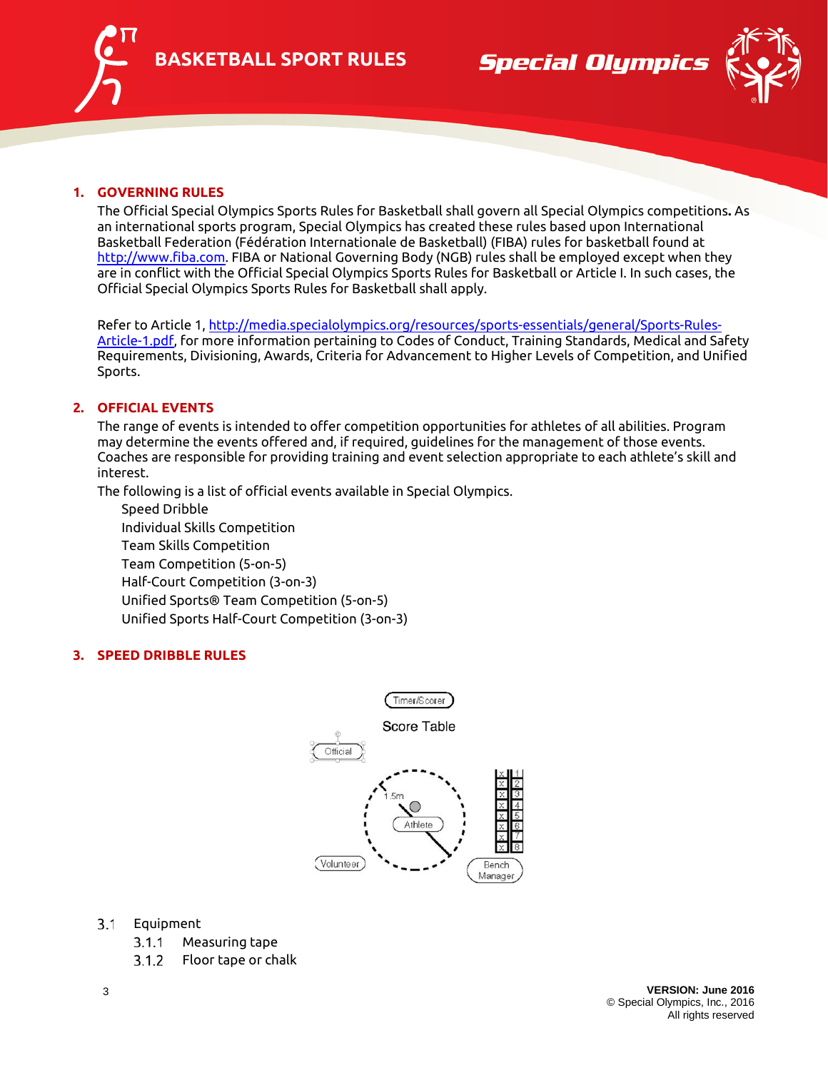## 1. GOVERNING RULES

The Official Special Olympics Sports Rules for Basketball shall govern all Special Olympics competitions**.** As an international sports program, Special Olympics has created these rules based upon International Basketball Federation (Fédération Internationale de Basketball) (FIBA) rules for basketball found at http://www.fiba.com. FIBA or National Governing Body (NGB) rules shall be employed except when they are in conflict with the Official Special Olympics Sports Rules for Basketball or Article I. In such cases, the Official Special Olympics Sports Rules for Basketball shall apply.

Refer to Article 1, http://media.specialolympics.org/resources/sports-essentials/general/Sports-Rules-Article-1.pdf, for more information pertaining to Codes of Conduct, Training Standards, Medical and Safety Requirements, Divisioning, Awards, Criteria for Advancement to Higher Levels of Competition, and Unified Sports.

## 2. OFFICIAL EVENTS

The range of events is intended to offer competition opportunities for athletes of all abilities. Program may determine the events offered and, if required, guidelines for the management of those events. Coaches are responsible for providing training and event selection appropriate to each athlete's skill and interest.

The following is a list of official events available in Special Olympics.

- Speed Dribble
- Individual Skills Competition
- Team Skills Competition
- Team Competition (5-on-5)
- Half-Court Competition (3-on-3)
- Unified Sports® Team Competition (5-on-5)
- Unified Sports Half-Court Competition (3-on-3)

## 3. SPEED DRIBBLE RULES

Timer/Scorer

Score Table

Official

1.5m

Athlete

Volunteer

Bench Manager

3.1 Equipment

- 3.1.1 Measuring tape
- 3.1.2 Floor tape or chalk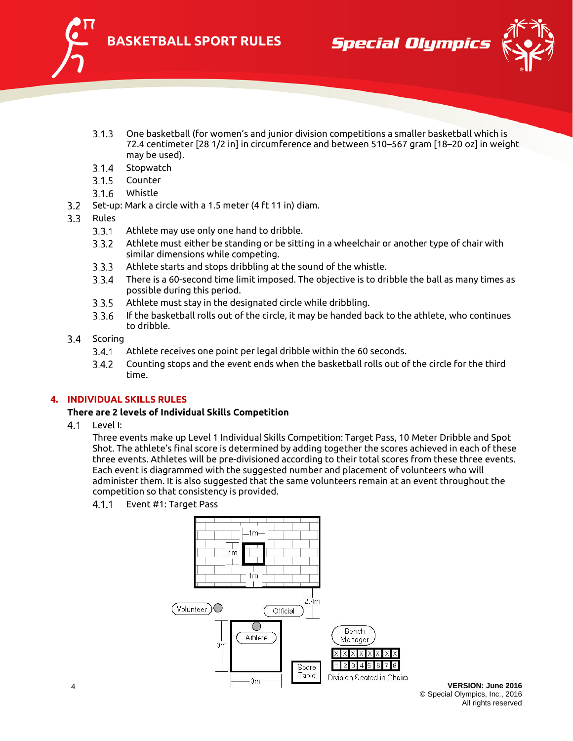3.1.3 One basketball (for women's and junior division competitions a smaller basketball which is 72.4 centimeter [28 1/2 in] in circumference and between 510–567 gram [18–20 oz] in weight may be used).

3.1.4 Stopwatch

3.1.5 Counter

3.1.6 Whistle

3.2 Set-up: Mark a circle with a 1.5 meter (4 ft 11 in) diam.

3.3 Rules

3.3.1 Athlete may use only one hand to dribble.

3.3.2 Athlete must either be standing or be sitting in a wheelchair or another type of chair with similar dimensions while competing.

3.3.3 Athlete starts and stops dribbling at the sound of the whistle.

3.3.4 There is a 60-second time limit imposed. The objective is to dribble the ball as many times as possible during this period.

3.3.5 Athlete must stay in the designated circle while dribbling.

3.3.6 If the basketball rolls out of the circle, it may be handed back to the athlete, who continues to dribble.

3.4 Scoring

3.4.1 Athlete receives one point per legal dribble within the 60 seconds.

3.4.2 Counting stops and the event ends when the basketball rolls out of the circle for the third time.

## 4. INDIVIDUAL SKILLS RULES

**There are 2 levels of Individual Skills Competition**

4.1 Level I:

Three events make up Level 1 Individual Skills Competition: Target Pass, 10 Meter Dribble and Spot Shot. The athlete's final score is determined by adding together the scores achieved in each of these three events. Athletes will be pre-divisioned according to their total scores from these three events. Each event is diagrammed with the suggested number and placement of volunteers who will administer them. It is also suggested that the same volunteers remain at an event throughout the competition so that consistency is provided.

4.1.1 Event #1: Target Pass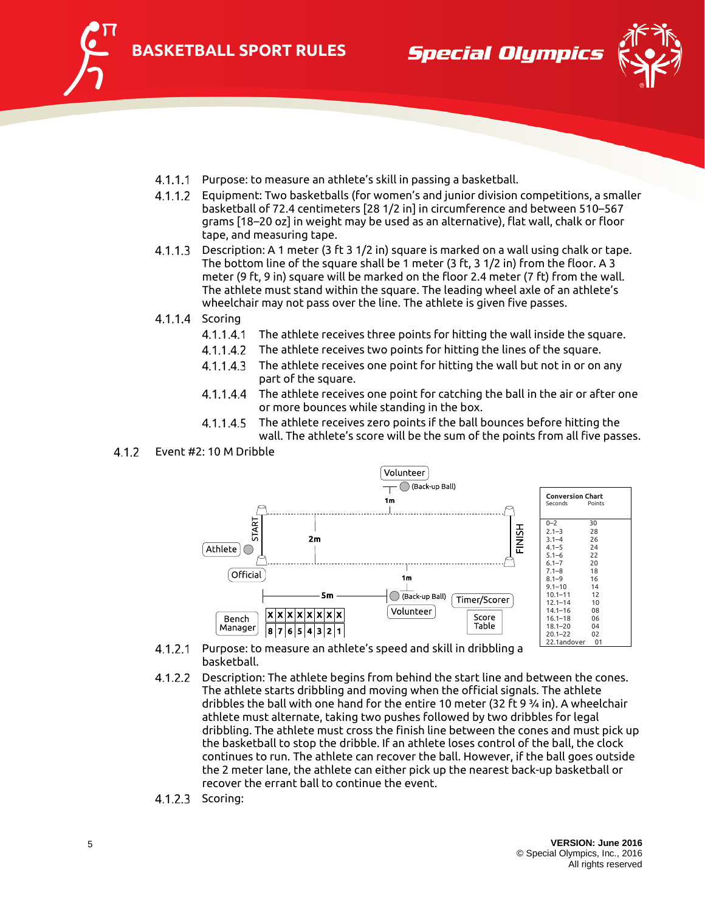4.1.1.1 Purpose: to measure an athlete's skill in passing a basketball.

4.1.1.2 Equipment: Two basketballs (for women's and junior division competitions, a smaller basketball of 72.4 centimeters [28 1/2 in] in circumference and between 510–567 grams [18–20 oz] in weight may be used as an alternative), flat wall, chalk or floor tape, and measuring tape.

4.1.1.3 Description: A 1 meter (3 ft 3 1/2 in) square is marked on a wall using chalk or tape. The bottom line of the square shall be 1 meter (3 ft, 3 1/2 in) from the floor. A 3 meter (9 ft, 9 in) square will be marked on the floor 2.4 meter (7 ft) from the wall. The athlete must stand within the square. The leading wheel axle of an athlete's wheelchair may not pass over the line. The athlete is given five passes.

4.1.1.4 Scoring

4.1.1.4.1 The athlete receives three points for hitting the wall inside the square.

4.1.1.4.2 The athlete receives two points for hitting the lines of the square.

4.1.1.4.3 The athlete receives one point for hitting the wall but not in or on any part of the square.

4.1.1.4.4 The athlete receives one point for catching the ball in the air or after one or more bounces while standing in the box.

4.1.1.4.5 The athlete receives zero points if the ball bounces before hitting the wall. The athlete's score will be the sum of the points from all five passes.

4.1.2 Event #2: 10 M Dribble

**Conversion Chart**

| Seconds | Points |
|---|---|
| 0–2 | 30 |
| 2.1–3 | 28 |
| 3.1–4 | 26 |
| 4.1–5 | 24 |
| 5.1–6 | 22 |
| 6.1–7 | 20 |
| 7.1–8 | 18 |
| 8.1–9 | 16 |
| 9.1–10 | 14 |
| 10.1–11 | 12 |
| 12.1–14 | 10 |
| 14.1–16 | 08 |
| 16.1–18 | 06 |
| 18.1–20 | 04 |
| 20.1–22 | 02 |
| 22.1andover | 01 |

4.1.2.1 Purpose: to measure an athlete's speed and skill in dribbling a basketball.

4.1.2.2 Description: The athlete begins from behind the start line and between the cones. The athlete starts dribbling and moving when the official signals. The athlete dribbles the ball with one hand for the entire 10 meter (32 ft 9 ¾ in). A wheelchair athlete must alternate, taking two pushes followed by two dribbles for legal dribbling. The athlete must cross the finish line between the cones and must pick up the basketball to stop the dribble. If an athlete loses control of the ball, the clock continues to run. The athlete can recover the ball. However, if the ball goes outside the 2 meter lane, the athlete can either pick up the nearest back-up basketball or recover the errant ball to continue the event.

4.1.2.3 Scoring: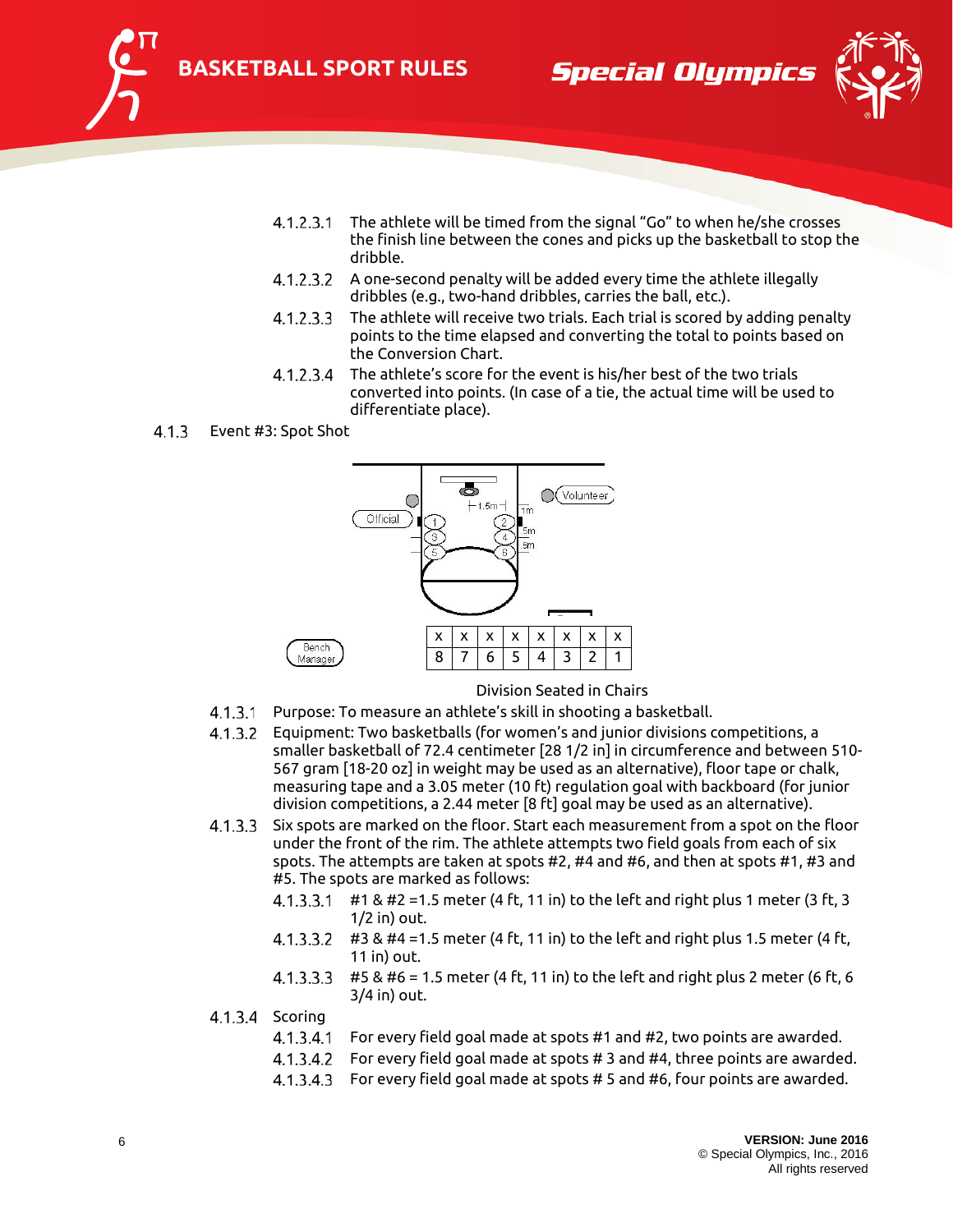4.1.2.3.1 The athlete will be timed from the signal "Go" to when he/she crosses the finish line between the cones and picks up the basketball to stop the dribble.

4.1.2.3.2 A one-second penalty will be added every time the athlete illegally dribbles (e.g., two-hand dribbles, carries the ball, etc.).

4.1.2.3.3 The athlete will receive two trials. Each trial is scored by adding penalty points to the time elapsed and converting the total to points based on the Conversion Chart.

4.1.2.3.4 The athlete's score for the event is his/her best of the two trials converted into points. (In case of a tie, the actual time will be used to differentiate place).

4.1.3 Event #3: Spot Shot

| x | x | x | x | x | x | x | x |
|---|---|---|---|---|---|---|---|
| 8 | 7 | 6 | 5 | 4 | 3 | 2 | 1 |

Division Seated in Chairs

4.1.3.1 Purpose: To measure an athlete's skill in shooting a basketball.

4.1.3.2 Equipment: Two basketballs (for women's and junior divisions competitions, a smaller basketball of 72.4 centimeter [28 1/2 in] in circumference and between 510-567 gram [18-20 oz] in weight may be used as an alternative), floor tape or chalk, measuring tape and a 3.05 meter (10 ft) regulation goal with backboard (for junior division competitions, a 2.44 meter [8 ft] goal may be used as an alternative).

4.1.3.3 Six spots are marked on the floor. Start each measurement from a spot on the floor under the front of the rim. The athlete attempts two field goals from each of six spots. The attempts are taken at spots #2, #4 and #6, and then at spots #1, #3 and #5. The spots are marked as follows:

4.1.3.3.1 #1 & #2 =1.5 meter (4 ft, 11 in) to the left and right plus 1 meter (3 ft, 3 1/2 in) out.

4.1.3.3.2 #3 & #4 =1.5 meter (4 ft, 11 in) to the left and right plus 1.5 meter (4 ft, 11 in) out.

4.1.3.3.3 #5 & #6 = 1.5 meter (4 ft, 11 in) to the left and right plus 2 meter (6 ft, 6 3/4 in) out.

4.1.3.4 Scoring

4.1.3.4.1 For every field goal made at spots #1 and #2, two points are awarded.

4.1.3.4.2 For every field goal made at spots # 3 and #4, three points are awarded.

4.1.3.4.3 For every field goal made at spots # 5 and #6, four points are awarded.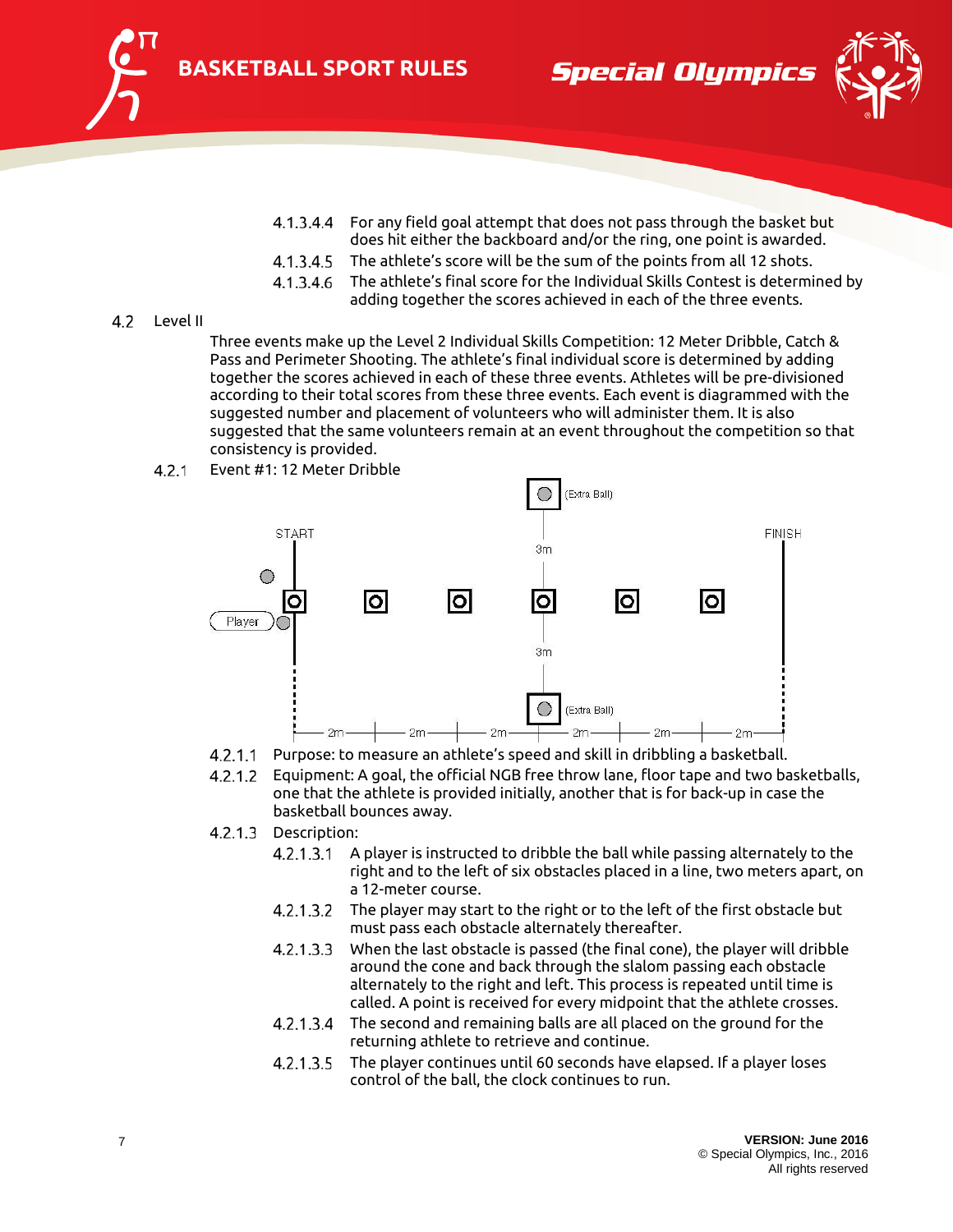4.1.3.4.4 For any field goal attempt that does not pass through the basket but does hit either the backboard and/or the ring, one point is awarded.

4.1.3.4.5 The athlete's score will be the sum of the points from all 12 shots.

4.1.3.4.6 The athlete's final score for the Individual Skills Contest is determined by adding together the scores achieved in each of the three events.

## 4.2 Level II

Three events make up the Level 2 Individual Skills Competition: 12 Meter Dribble, Catch & Pass and Perimeter Shooting. The athlete's final individual score is determined by adding together the scores achieved in each of these three events. Athletes will be pre-divisioned according to their total scores from these three events. Each event is diagrammed with the suggested number and placement of volunteers who will administer them. It is also suggested that the same volunteers remain at an event throughout the competition so that consistency is provided.

### 4.2.1 Event #1: 12 Meter Dribble

4.2.1.1 Purpose: to measure an athlete's speed and skill in dribbling a basketball.

4.2.1.2 Equipment: A goal, the official NGB free throw lane, floor tape and two basketballs, one that the athlete is provided initially, another that is for back-up in case the basketball bounces away.

4.2.1.3 Description:

4.2.1.3.1 A player is instructed to dribble the ball while passing alternately to the right and to the left of six obstacles placed in a line, two meters apart, on a 12-meter course.

4.2.1.3.2 The player may start to the right or to the left of the first obstacle but must pass each obstacle alternately thereafter.

4.2.1.3.3 When the last obstacle is passed (the final cone), the player will dribble around the cone and back through the slalom passing each obstacle alternately to the right and left. This process is repeated until time is called. A point is received for every midpoint that the athlete crosses.

4.2.1.3.4 The second and remaining balls are all placed on the ground for the returning athlete to retrieve and continue.

4.2.1.3.5 The player continues until 60 seconds have elapsed. If a player loses control of the ball, the clock continues to run.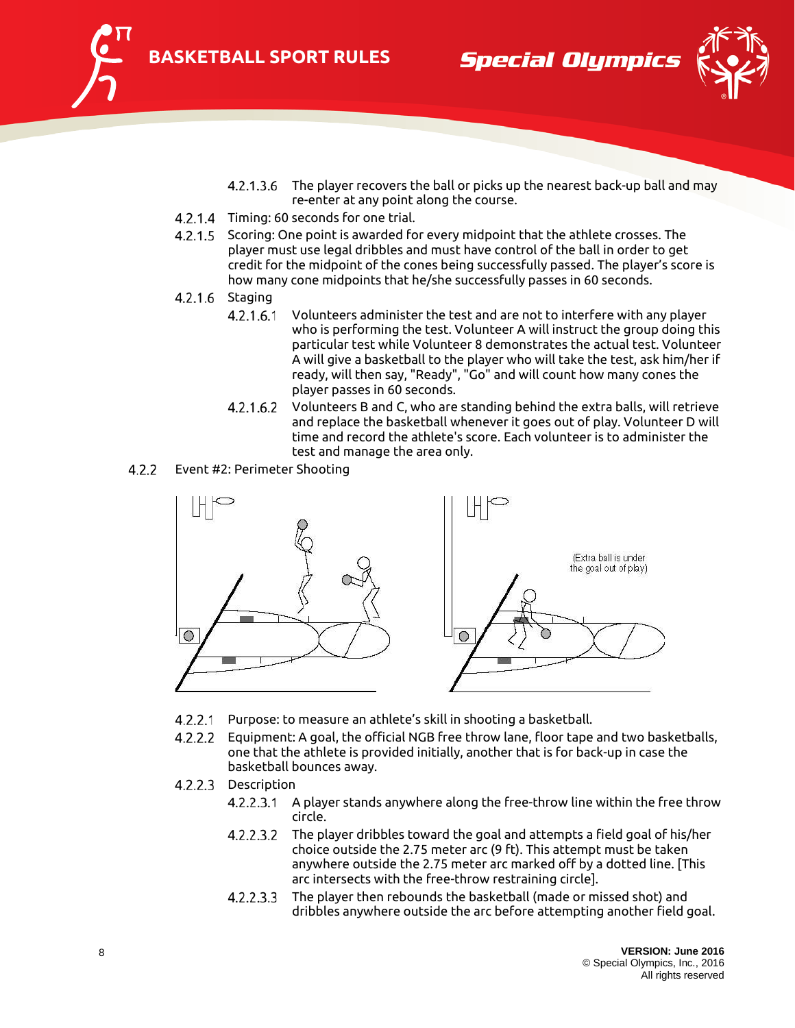4.2.1.3.6 The player recovers the ball or picks up the nearest back-up ball and may re-enter at any point along the course.

4.2.1.4 Timing: 60 seconds for one trial.

4.2.1.5 Scoring: One point is awarded for every midpoint that the athlete crosses. The player must use legal dribbles and must have control of the ball in order to get credit for the midpoint of the cones being successfully passed. The player's score is how many cone midpoints that he/she successfully passes in 60 seconds.

4.2.1.6 Staging

4.2.1.6.1 Volunteers administer the test and are not to interfere with any player who is performing the test. Volunteer A will instruct the group doing this particular test while Volunteer 8 demonstrates the actual test. Volunteer A will give a basketball to the player who will take the test, ask him/her if ready, will then say, "Ready", "Go" and will count how many cones the player passes in 60 seconds.

4.2.1.6.2 Volunteers B and C, who are standing behind the extra balls, will retrieve and replace the basketball whenever it goes out of play. Volunteer D will time and record the athlete's score. Each volunteer is to administer the test and manage the area only.

4.2.2 Event #2: Perimeter Shooting

(Extra ball is under the goal out of play)

4.2.2.1 Purpose: to measure an athlete's skill in shooting a basketball.

4.2.2.2 Equipment: A goal, the official NGB free throw lane, floor tape and two basketballs, one that the athlete is provided initially, another that is for back-up in case the basketball bounces away.

4.2.2.3 Description

4.2.2.3.1 A player stands anywhere along the free-throw line within the free throw circle.

4.2.2.3.2 The player dribbles toward the goal and attempts a field goal of his/her choice outside the 2.75 meter arc (9 ft). This attempt must be taken anywhere outside the 2.75 meter arc marked off by a dotted line. [This arc intersects with the free-throw restraining circle].

4.2.2.3.3 The player then rebounds the basketball (made or missed shot) and dribbles anywhere outside the arc before attempting another field goal.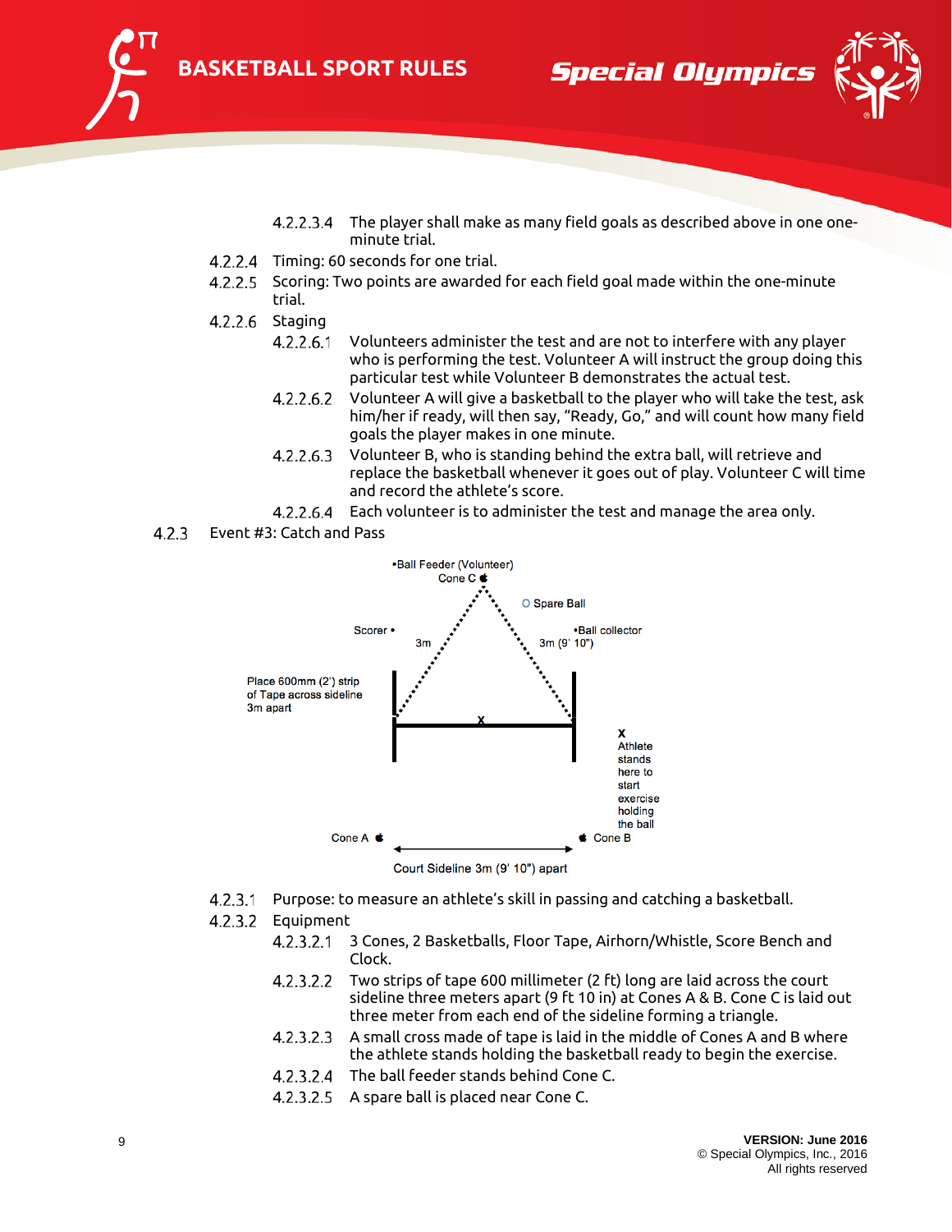4.2.2.3.4 The player shall make as many field goals as described above in one one-minute trial.

4.2.2.4 Timing: 60 seconds for one trial.

4.2.2.5 Scoring: Two points are awarded for each field goal made within the one-minute trial.

4.2.2.6 Staging

4.2.2.6.1 Volunteers administer the test and are not to interfere with any player who is performing the test. Volunteer A will instruct the group doing this particular test while Volunteer B demonstrates the actual test.

4.2.2.6.2 Volunteer A will give a basketball to the player who will take the test, ask him/her if ready, will then say, "Ready, Go," and will count how many field goals the player makes in one minute.

4.2.2.6.3 Volunteer B, who is standing behind the extra ball, will retrieve and replace the basketball whenever it goes out of play. Volunteer C will time and record the athlete's score.

4.2.2.6.4 Each volunteer is to administer the test and manage the area only.

4.2.3 Event #3: Catch and Pass

•Ball Feeder (Volunteer)
Cone C
Spare Ball
Scorer •
3m
•Ball collector
3m (9' 10")
Place 600mm (2') strip of Tape across sideline 3m apart
X
X Athlete stands here to start exercise holding the ball
Cone A
Cone B
Court Sideline 3m (9' 10") apart

4.2.3.1 Purpose: to measure an athlete's skill in passing and catching a basketball.

4.2.3.2 Equipment

4.2.3.2.1 3 Cones, 2 Basketballs, Floor Tape, Airhorn/Whistle, Score Bench and Clock.

4.2.3.2.2 Two strips of tape 600 millimeter (2 ft) long are laid across the court sideline three meters apart (9 ft 10 in) at Cones A & B. Cone C is laid out three meter from each end of the sideline forming a triangle.

4.2.3.2.3 A small cross made of tape is laid in the middle of Cones A and B where the athlete stands holding the basketball ready to begin the exercise.

4.2.3.2.4 The ball feeder stands behind Cone C.

4.2.3.2.5 A spare ball is placed near Cone C.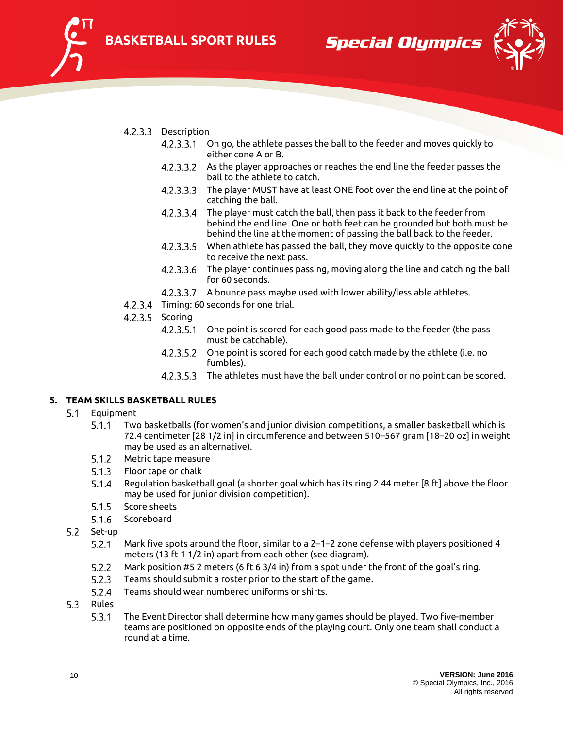4.2.3.3 Description

- 4.2.3.3.1 On go, the athlete passes the ball to the feeder and moves quickly to either cone A or B.
- 4.2.3.3.2 As the player approaches or reaches the end line the feeder passes the ball to the athlete to catch.
- 4.2.3.3.3 The player MUST have at least ONE foot over the end line at the point of catching the ball.
- 4.2.3.3.4 The player must catch the ball, then pass it back to the feeder from behind the end line. One or both feet can be grounded but both must be behind the line at the moment of passing the ball back to the feeder.
- 4.2.3.3.5 When athlete has passed the ball, they move quickly to the opposite cone to receive the next pass.
- 4.2.3.3.6 The player continues passing, moving along the line and catching the ball for 60 seconds.
- 4.2.3.3.7 A bounce pass maybe used with lower ability/less able athletes.

4.2.3.4 Timing: 60 seconds for one trial.

4.2.3.5 Scoring

- 4.2.3.5.1 One point is scored for each good pass made to the feeder (the pass must be catchable).
- 4.2.3.5.2 One point is scored for each good catch made by the athlete (i.e. no fumbles).
- 4.2.3.5.3 The athletes must have the ball under control or no point can be scored.

## 5. TEAM SKILLS BASKETBALL RULES

5.1 Equipment

- 5.1.1 Two basketballs (for women's and junior division competitions, a smaller basketball which is 72.4 centimeter [28 1/2 in] in circumference and between 510–567 gram [18–20 oz] in weight may be used as an alternative).
- 5.1.2 Metric tape measure
- 5.1.3 Floor tape or chalk
- 5.1.4 Regulation basketball goal (a shorter goal which has its ring 2.44 meter [8 ft] above the floor may be used for junior division competition).
- 5.1.5 Score sheets
- 5.1.6 Scoreboard

5.2 Set-up

- 5.2.1 Mark five spots around the floor, similar to a 2–1–2 zone defense with players positioned 4 meters (13 ft 1 1/2 in) apart from each other (see diagram).
- 5.2.2 Mark position #5 2 meters (6 ft 6 3/4 in) from a spot under the front of the goal's ring.
- 5.2.3 Teams should submit a roster prior to the start of the game.
- 5.2.4 Teams should wear numbered uniforms or shirts.

5.3 Rules

- 5.3.1 The Event Director shall determine how many games should be played. Two five-member teams are positioned on opposite ends of the playing court. Only one team shall conduct a round at a time.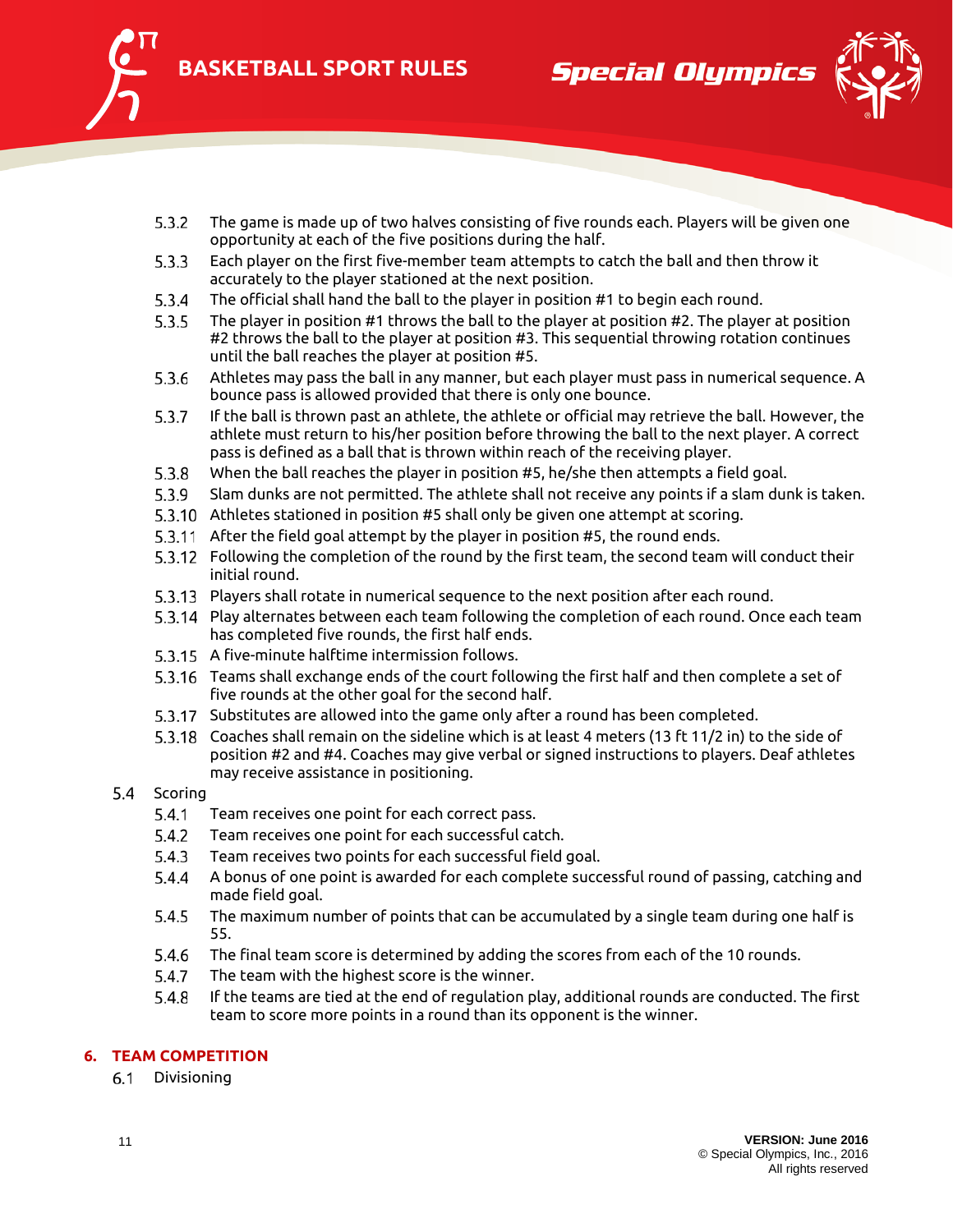5.3.2 The game is made up of two halves consisting of five rounds each. Players will be given one opportunity at each of the five positions during the half.

5.3.3 Each player on the first five-member team attempts to catch the ball and then throw it accurately to the player stationed at the next position.

5.3.4 The official shall hand the ball to the player in position #1 to begin each round.

5.3.5 The player in position #1 throws the ball to the player at position #2. The player at position #2 throws the ball to the player at position #3. This sequential throwing rotation continues until the ball reaches the player at position #5.

5.3.6 Athletes may pass the ball in any manner, but each player must pass in numerical sequence. A bounce pass is allowed provided that there is only one bounce.

5.3.7 If the ball is thrown past an athlete, the athlete or official may retrieve the ball. However, the athlete must return to his/her position before throwing the ball to the next player. A correct pass is defined as a ball that is thrown within reach of the receiving player.

5.3.8 When the ball reaches the player in position #5, he/she then attempts a field goal.

5.3.9 Slam dunks are not permitted. The athlete shall not receive any points if a slam dunk is taken.

5.3.10 Athletes stationed in position #5 shall only be given one attempt at scoring.

5.3.11 After the field goal attempt by the player in position #5, the round ends.

5.3.12 Following the completion of the round by the first team, the second team will conduct their initial round.

5.3.13 Players shall rotate in numerical sequence to the next position after each round.

5.3.14 Play alternates between each team following the completion of each round. Once each team has completed five rounds, the first half ends.

5.3.15 A five-minute halftime intermission follows.

5.3.16 Teams shall exchange ends of the court following the first half and then complete a set of five rounds at the other goal for the second half.

5.3.17 Substitutes are allowed into the game only after a round has been completed.

5.3.18 Coaches shall remain on the sideline which is at least 4 meters (13 ft 11/2 in) to the side of position #2 and #4. Coaches may give verbal or signed instructions to players. Deaf athletes may receive assistance in positioning.

5.4 Scoring

5.4.1 Team receives one point for each correct pass.

5.4.2 Team receives one point for each successful catch.

5.4.3 Team receives two points for each successful field goal.

5.4.4 A bonus of one point is awarded for each complete successful round of passing, catching and made field goal.

5.4.5 The maximum number of points that can be accumulated by a single team during one half is 55.

5.4.6 The final team score is determined by adding the scores from each of the 10 rounds.

5.4.7 The team with the highest score is the winner.

5.4.8 If the teams are tied at the end of regulation play, additional rounds are conducted. The first team to score more points in a round than its opponent is the winner.

## 6. TEAM COMPETITION

6.1 Divisioning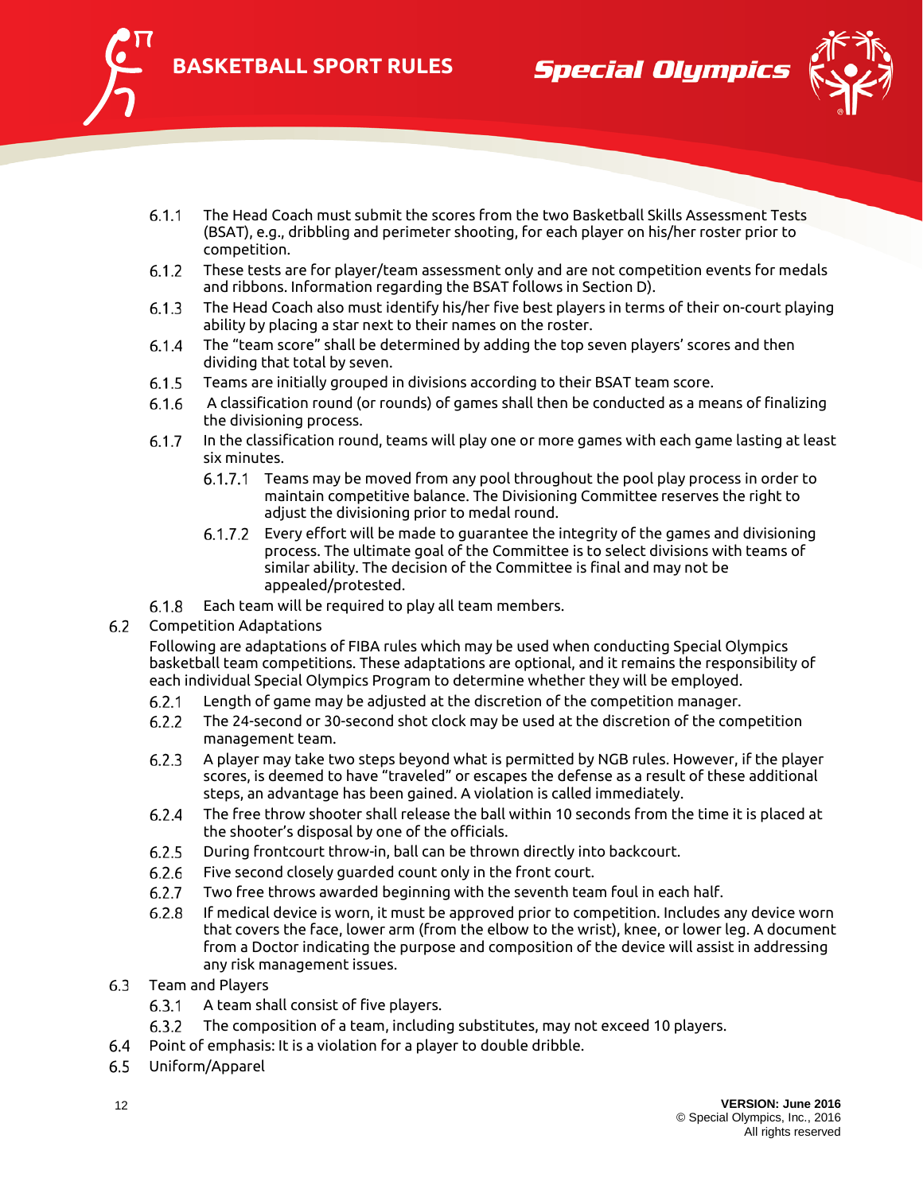6.1.1 The Head Coach must submit the scores from the two Basketball Skills Assessment Tests (BSAT), e.g., dribbling and perimeter shooting, for each player on his/her roster prior to competition.

6.1.2 These tests are for player/team assessment only and are not competition events for medals and ribbons. Information regarding the BSAT follows in Section D).

6.1.3 The Head Coach also must identify his/her five best players in terms of their on-court playing ability by placing a star next to their names on the roster.

6.1.4 The "team score" shall be determined by adding the top seven players' scores and then dividing that total by seven.

6.1.5 Teams are initially grouped in divisions according to their BSAT team score.

6.1.6 A classification round (or rounds) of games shall then be conducted as a means of finalizing the divisioning process.

6.1.7 In the classification round, teams will play one or more games with each game lasting at least six minutes.

- 6.1.7.1 Teams may be moved from any pool throughout the pool play process in order to maintain competitive balance. The Divisioning Committee reserves the right to adjust the divisioning prior to medal round.
- 6.1.7.2 Every effort will be made to guarantee the integrity of the games and divisioning process. The ultimate goal of the Committee is to select divisions with teams of similar ability. The decision of the Committee is final and may not be appealed/protested.

6.1.8 Each team will be required to play all team members.

6.2 Competition Adaptations

Following are adaptations of FIBA rules which may be used when conducting Special Olympics basketball team competitions. These adaptations are optional, and it remains the responsibility of each individual Special Olympics Program to determine whether they will be employed.

6.2.1 Length of game may be adjusted at the discretion of the competition manager.

6.2.2 The 24-second or 30-second shot clock may be used at the discretion of the competition management team.

6.2.3 A player may take two steps beyond what is permitted by NGB rules. However, if the player scores, is deemed to have "traveled" or escapes the defense as a result of these additional steps, an advantage has been gained. A violation is called immediately.

6.2.4 The free throw shooter shall release the ball within 10 seconds from the time it is placed at the shooter's disposal by one of the officials.

6.2.5 During frontcourt throw-in, ball can be thrown directly into backcourt.

6.2.6 Five second closely guarded count only in the front court.

6.2.7 Two free throws awarded beginning with the seventh team foul in each half.

6.2.8 If medical device is worn, it must be approved prior to competition. Includes any device worn that covers the face, lower arm (from the elbow to the wrist), knee, or lower leg. A document from a Doctor indicating the purpose and composition of the device will assist in addressing any risk management issues.

6.3 Team and Players

6.3.1 A team shall consist of five players.

6.3.2 The composition of a team, including substitutes, may not exceed 10 players.

6.4 Point of emphasis: It is a violation for a player to double dribble.

6.5 Uniform/Apparel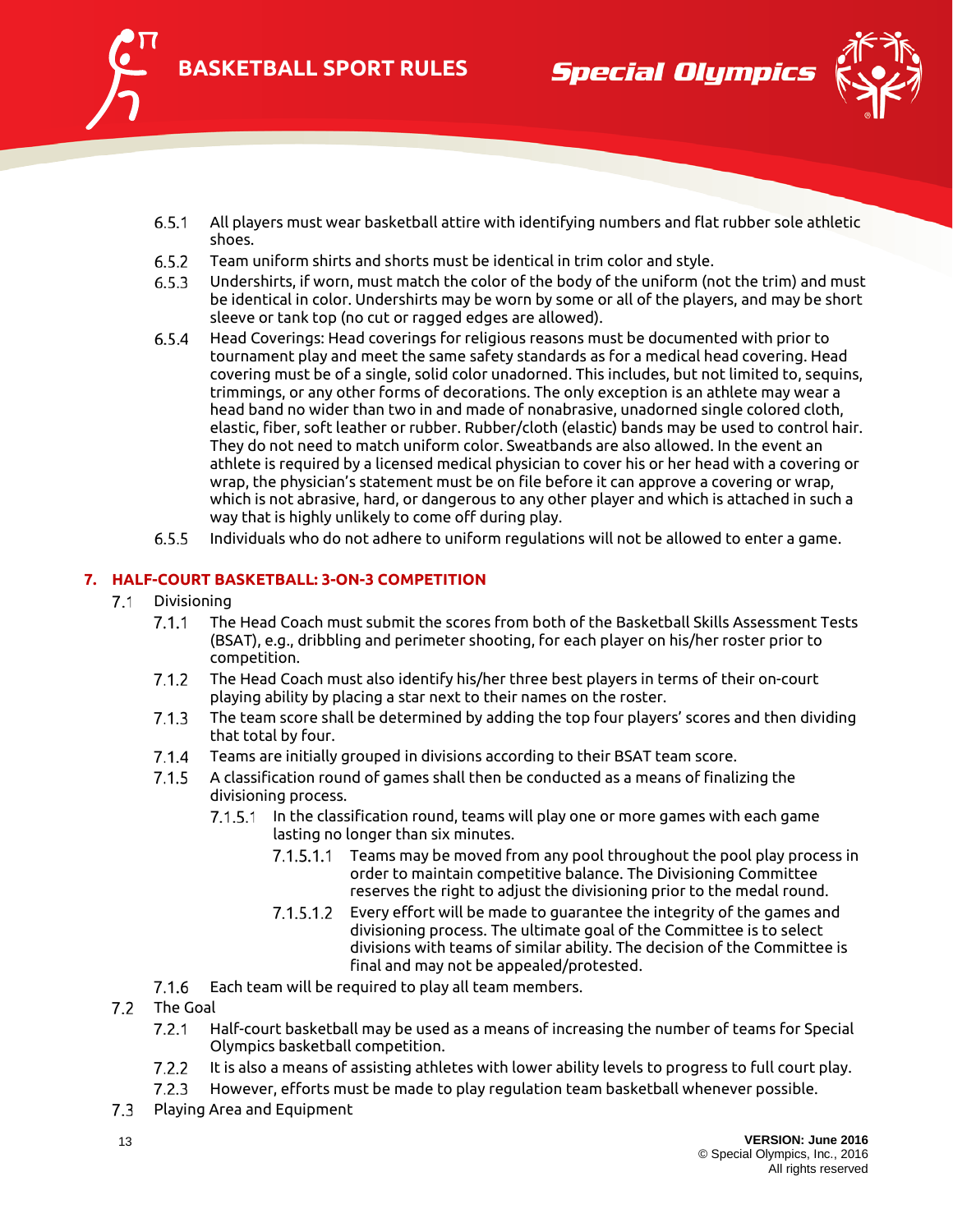6.5.1 All players must wear basketball attire with identifying numbers and flat rubber sole athletic shoes.

6.5.2 Team uniform shirts and shorts must be identical in trim color and style.

6.5.3 Undershirts, if worn, must match the color of the body of the uniform (not the trim) and must be identical in color. Undershirts may be worn by some or all of the players, and may be short sleeve or tank top (no cut or ragged edges are allowed).

6.5.4 Head Coverings: Head coverings for religious reasons must be documented with prior to tournament play and meet the same safety standards as for a medical head covering. Head covering must be of a single, solid color unadorned. This includes, but not limited to, sequins, trimmings, or any other forms of decorations. The only exception is an athlete may wear a head band no wider than two in and made of nonabrasive, unadorned single colored cloth, elastic, fiber, soft leather or rubber. Rubber/cloth (elastic) bands may be used to control hair. They do not need to match uniform color. Sweatbands are also allowed. In the event an athlete is required by a licensed medical physician to cover his or her head with a covering or wrap, the physician's statement must be on file before it can approve a covering or wrap, which is not abrasive, hard, or dangerous to any other player and which is attached in such a way that is highly unlikely to come off during play.

6.5.5 Individuals who do not adhere to uniform regulations will not be allowed to enter a game.

## 7. HALF-COURT BASKETBALL: 3-ON-3 COMPETITION

7.1 Divisioning

7.1.1 The Head Coach must submit the scores from both of the Basketball Skills Assessment Tests (BSAT), e.g., dribbling and perimeter shooting, for each player on his/her roster prior to competition.

7.1.2 The Head Coach must also identify his/her three best players in terms of their on-court playing ability by placing a star next to their names on the roster.

7.1.3 The team score shall be determined by adding the top four players' scores and then dividing that total by four.

7.1.4 Teams are initially grouped in divisions according to their BSAT team score.

7.1.5 A classification round of games shall then be conducted as a means of finalizing the divisioning process.

7.1.5.1 In the classification round, teams will play one or more games with each game lasting no longer than six minutes.

7.1.5.1.1 Teams may be moved from any pool throughout the pool play process in order to maintain competitive balance. The Divisioning Committee reserves the right to adjust the divisioning prior to the medal round.

7.1.5.1.2 Every effort will be made to guarantee the integrity of the games and divisioning process. The ultimate goal of the Committee is to select divisions with teams of similar ability. The decision of the Committee is final and may not be appealed/protested.

7.1.6 Each team will be required to play all team members.

7.2 The Goal

7.2.1 Half-court basketball may be used as a means of increasing the number of teams for Special Olympics basketball competition.

7.2.2 It is also a means of assisting athletes with lower ability levels to progress to full court play.

7.2.3 However, efforts must be made to play regulation team basketball whenever possible.

7.3 Playing Area and Equipment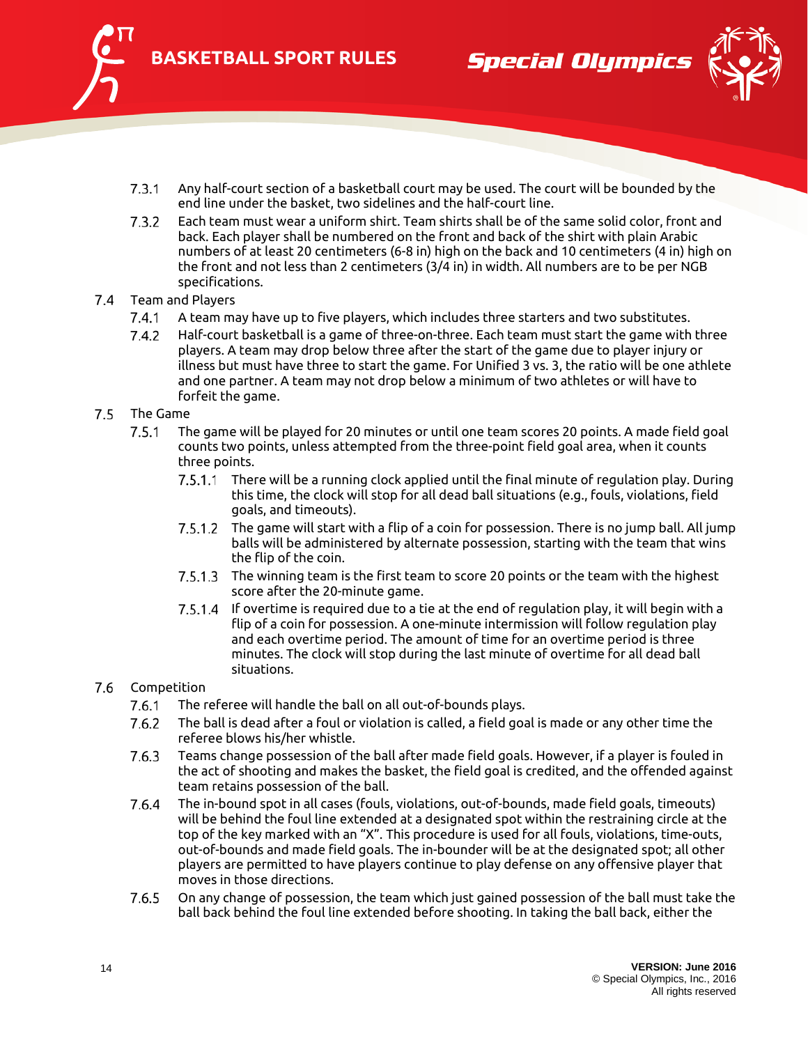7.3.1 Any half-court section of a basketball court may be used. The court will be bounded by the end line under the basket, two sidelines and the half-court line.

7.3.2 Each team must wear a uniform shirt. Team shirts shall be of the same solid color, front and back. Each player shall be numbered on the front and back of the shirt with plain Arabic numbers of at least 20 centimeters (6-8 in) high on the back and 10 centimeters (4 in) high on the front and not less than 2 centimeters (3/4 in) in width. All numbers are to be per NGB specifications.

## 7.4 Team and Players

7.4.1 A team may have up to five players, which includes three starters and two substitutes.

7.4.2 Half-court basketball is a game of three-on-three. Each team must start the game with three players. A team may drop below three after the start of the game due to player injury or illness but must have three to start the game. For Unified 3 vs. 3, the ratio will be one athlete and one partner. A team may not drop below a minimum of two athletes or will have to forfeit the game.

## 7.5 The Game

7.5.1 The game will be played for 20 minutes or until one team scores 20 points. A made field goal counts two points, unless attempted from the three-point field goal area, when it counts three points.

7.5.1.1 There will be a running clock applied until the final minute of regulation play. During this time, the clock will stop for all dead ball situations (e.g., fouls, violations, field goals, and timeouts).

7.5.1.2 The game will start with a flip of a coin for possession. There is no jump ball. All jump balls will be administered by alternate possession, starting with the team that wins the flip of the coin.

7.5.1.3 The winning team is the first team to score 20 points or the team with the highest score after the 20-minute game.

7.5.1.4 If overtime is required due to a tie at the end of regulation play, it will begin with a flip of a coin for possession. A one-minute intermission will follow regulation play and each overtime period. The amount of time for an overtime period is three minutes. The clock will stop during the last minute of overtime for all dead ball situations.

## 7.6 Competition

7.6.1 The referee will handle the ball on all out-of-bounds plays.

7.6.2 The ball is dead after a foul or violation is called, a field goal is made or any other time the referee blows his/her whistle.

7.6.3 Teams change possession of the ball after made field goals. However, if a player is fouled in the act of shooting and makes the basket, the field goal is credited, and the offended against team retains possession of the ball.

7.6.4 The in-bound spot in all cases (fouls, violations, out-of-bounds, made field goals, timeouts) will be behind the foul line extended at a designated spot within the restraining circle at the top of the key marked with an "X". This procedure is used for all fouls, violations, time-outs, out-of-bounds and made field goals. The in-bounder will be at the designated spot; all other players are permitted to have players continue to play defense on any offensive player that moves in those directions.

7.6.5 On any change of possession, the team which just gained possession of the ball must take the ball back behind the foul line extended before shooting. In taking the ball back, either the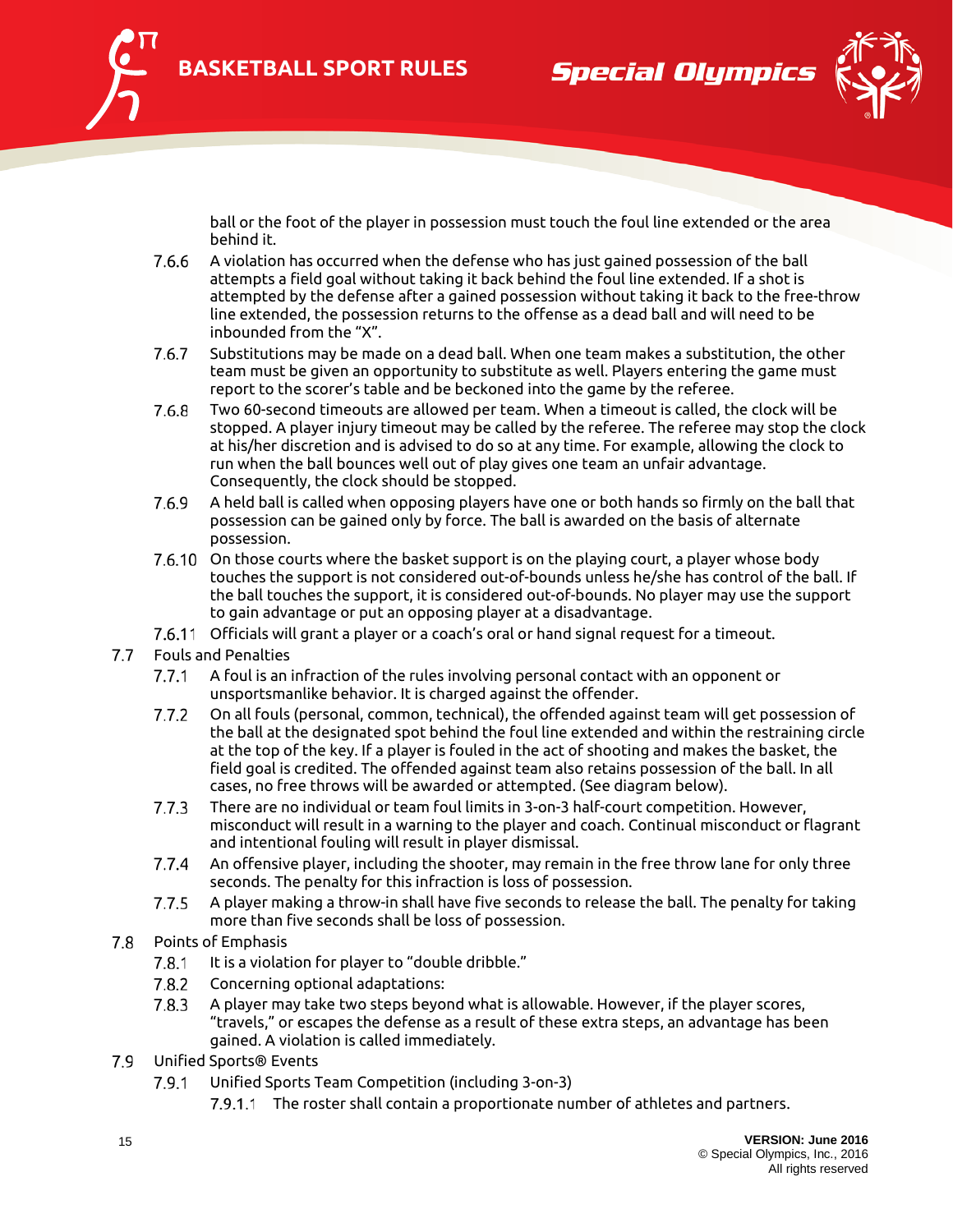ball or the foot of the player in possession must touch the foul line extended or the area behind it.

- 7.6.6 A violation has occurred when the defense who has just gained possession of the ball attempts a field goal without taking it back behind the foul line extended. If a shot is attempted by the defense after a gained possession without taking it back to the free-throw line extended, the possession returns to the offense as a dead ball and will need to be inbounded from the "X".
- 7.6.7 Substitutions may be made on a dead ball. When one team makes a substitution, the other team must be given an opportunity to substitute as well. Players entering the game must report to the scorer's table and be beckoned into the game by the referee.
- 7.6.8 Two 60-second timeouts are allowed per team. When a timeout is called, the clock will be stopped. A player injury timeout may be called by the referee. The referee may stop the clock at his/her discretion and is advised to do so at any time. For example, allowing the clock to run when the ball bounces well out of play gives one team an unfair advantage. Consequently, the clock should be stopped.
- 7.6.9 A held ball is called when opposing players have one or both hands so firmly on the ball that possession can be gained only by force. The ball is awarded on the basis of alternate possession.
- 7.6.10 On those courts where the basket support is on the playing court, a player whose body touches the support is not considered out-of-bounds unless he/she has control of the ball. If the ball touches the support, it is considered out-of-bounds. No player may use the support to gain advantage or put an opposing player at a disadvantage.
- 7.6.11 Officials will grant a player or a coach's oral or hand signal request for a timeout.

7.7 Fouls and Penalties

- 7.7.1 A foul is an infraction of the rules involving personal contact with an opponent or unsportsmanlike behavior. It is charged against the offender.
- 7.7.2 On all fouls (personal, common, technical), the offended against team will get possession of the ball at the designated spot behind the foul line extended and within the restraining circle at the top of the key. If a player is fouled in the act of shooting and makes the basket, the field goal is credited. The offended against team also retains possession of the ball. In all cases, no free throws will be awarded or attempted. (See diagram below).
- 7.7.3 There are no individual or team foul limits in 3-on-3 half-court competition. However, misconduct will result in a warning to the player and coach. Continual misconduct or flagrant and intentional fouling will result in player dismissal.
- 7.7.4 An offensive player, including the shooter, may remain in the free throw lane for only three seconds. The penalty for this infraction is loss of possession.
- 7.7.5 A player making a throw-in shall have five seconds to release the ball. The penalty for taking more than five seconds shall be loss of possession.

7.8 Points of Emphasis

- 7.8.1 It is a violation for player to "double dribble."
- 7.8.2 Concerning optional adaptations:
- 7.8.3 A player may take two steps beyond what is allowable. However, if the player scores, "travels," or escapes the defense as a result of these extra steps, an advantage has been gained. A violation is called immediately.

7.9 Unified Sports® Events

- 7.9.1 Unified Sports Team Competition (including 3-on-3)
  - 7.9.1.1 The roster shall contain a proportionate number of athletes and partners.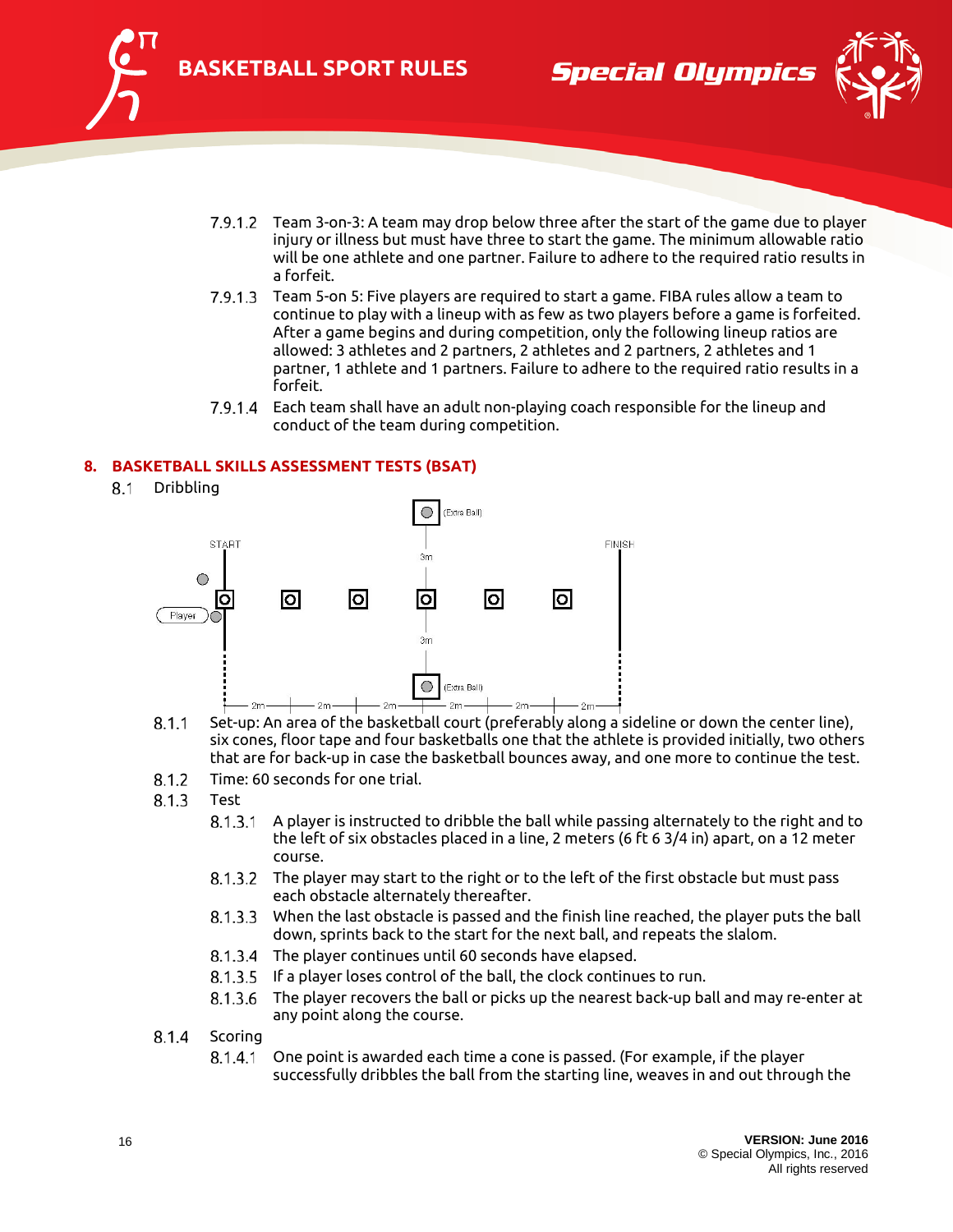7.9.1.2 Team 3-on-3: A team may drop below three after the start of the game due to player injury or illness but must have three to start the game. The minimum allowable ratio will be one athlete and one partner. Failure to adhere to the required ratio results in a forfeit.

7.9.1.3 Team 5-on 5: Five players are required to start a game. FIBA rules allow a team to continue to play with a lineup with as few as two players before a game is forfeited. After a game begins and during competition, only the following lineup ratios are allowed: 3 athletes and 2 partners, 2 athletes and 2 partners, 2 athletes and 1 partner, 1 athlete and 1 partners. Failure to adhere to the required ratio results in a forfeit.

7.9.1.4 Each team shall have an adult non-playing coach responsible for the lineup and conduct of the team during competition.

## 8. BASKETBALL SKILLS ASSESSMENT TESTS (BSAT)

### 8.1 Dribbling

8.1.1 Set-up: An area of the basketball court (preferably along a sideline or down the center line), six cones, floor tape and four basketballs one that the athlete is provided initially, two others that are for back-up in case the basketball bounces away, and one more to continue the test.

8.1.2 Time: 60 seconds for one trial.

8.1.3 Test

8.1.3.1 A player is instructed to dribble the ball while passing alternately to the right and to the left of six obstacles placed in a line, 2 meters (6 ft 6 3/4 in) apart, on a 12 meter course.

8.1.3.2 The player may start to the right or to the left of the first obstacle but must pass each obstacle alternately thereafter.

8.1.3.3 When the last obstacle is passed and the finish line reached, the player puts the ball down, sprints back to the start for the next ball, and repeats the slalom.

8.1.3.4 The player continues until 60 seconds have elapsed.

8.1.3.5 If a player loses control of the ball, the clock continues to run.

8.1.3.6 The player recovers the ball or picks up the nearest back-up ball and may re-enter at any point along the course.

8.1.4 Scoring

8.1.4.1 One point is awarded each time a cone is passed. (For example, if the player successfully dribbles the ball from the starting line, weaves in and out through the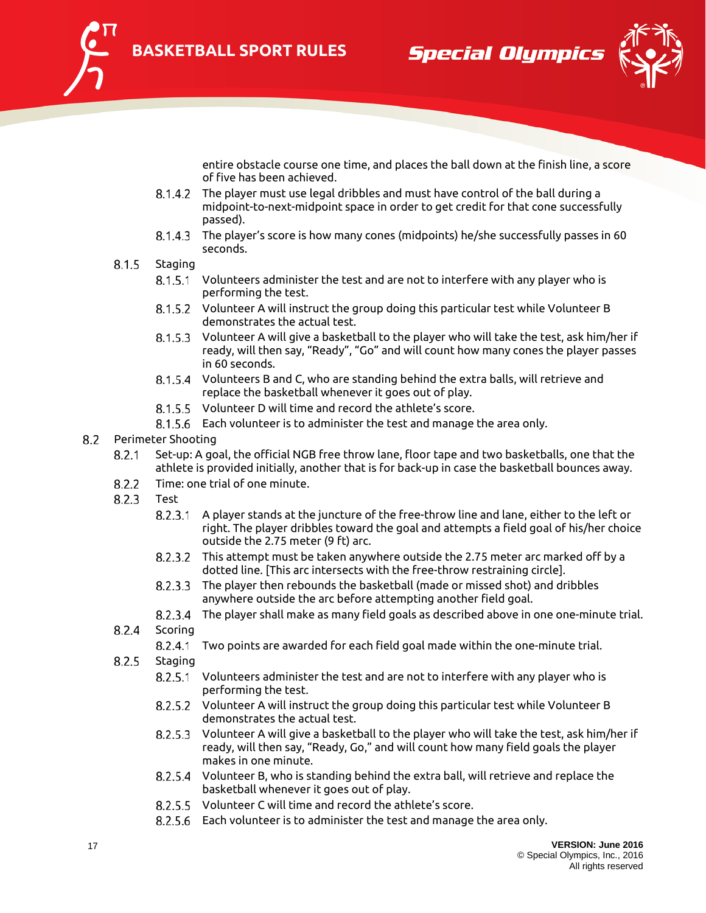entire obstacle course one time, and places the ball down at the finish line, a score of five has been achieved.

8.1.4.2 The player must use legal dribbles and must have control of the ball during a midpoint-to-next-midpoint space in order to get credit for that cone successfully passed).

8.1.4.3 The player's score is how many cones (midpoints) he/she successfully passes in 60 seconds.

8.1.5 Staging

8.1.5.1 Volunteers administer the test and are not to interfere with any player who is performing the test.

8.1.5.2 Volunteer A will instruct the group doing this particular test while Volunteer B demonstrates the actual test.

8.1.5.3 Volunteer A will give a basketball to the player who will take the test, ask him/her if ready, will then say, "Ready", "Go" and will count how many cones the player passes in 60 seconds.

8.1.5.4 Volunteers B and C, who are standing behind the extra balls, will retrieve and replace the basketball whenever it goes out of play.

8.1.5.5 Volunteer D will time and record the athlete's score.

8.1.5.6 Each volunteer is to administer the test and manage the area only.

## 8.2 Perimeter Shooting

8.2.1 Set-up: A goal, the official NGB free throw lane, floor tape and two basketballs, one that the athlete is provided initially, another that is for back-up in case the basketball bounces away.

8.2.2 Time: one trial of one minute.

8.2.3 Test

8.2.3.1 A player stands at the juncture of the free-throw line and lane, either to the left or right. The player dribbles toward the goal and attempts a field goal of his/her choice outside the 2.75 meter (9 ft) arc.

8.2.3.2 This attempt must be taken anywhere outside the 2.75 meter arc marked off by a dotted line. [This arc intersects with the free-throw restraining circle].

8.2.3.3 The player then rebounds the basketball (made or missed shot) and dribbles anywhere outside the arc before attempting another field goal.

8.2.3.4 The player shall make as many field goals as described above in one one-minute trial.

8.2.4 Scoring

8.2.4.1 Two points are awarded for each field goal made within the one-minute trial.

8.2.5 Staging

8.2.5.1 Volunteers administer the test and are not to interfere with any player who is performing the test.

8.2.5.2 Volunteer A will instruct the group doing this particular test while Volunteer B demonstrates the actual test.

8.2.5.3 Volunteer A will give a basketball to the player who will take the test, ask him/her if ready, will then say, "Ready, Go," and will count how many field goals the player makes in one minute.

8.2.5.4 Volunteer B, who is standing behind the extra ball, will retrieve and replace the basketball whenever it goes out of play.

8.2.5.5 Volunteer C will time and record the athlete's score.

8.2.5.6 Each volunteer is to administer the test and manage the area only.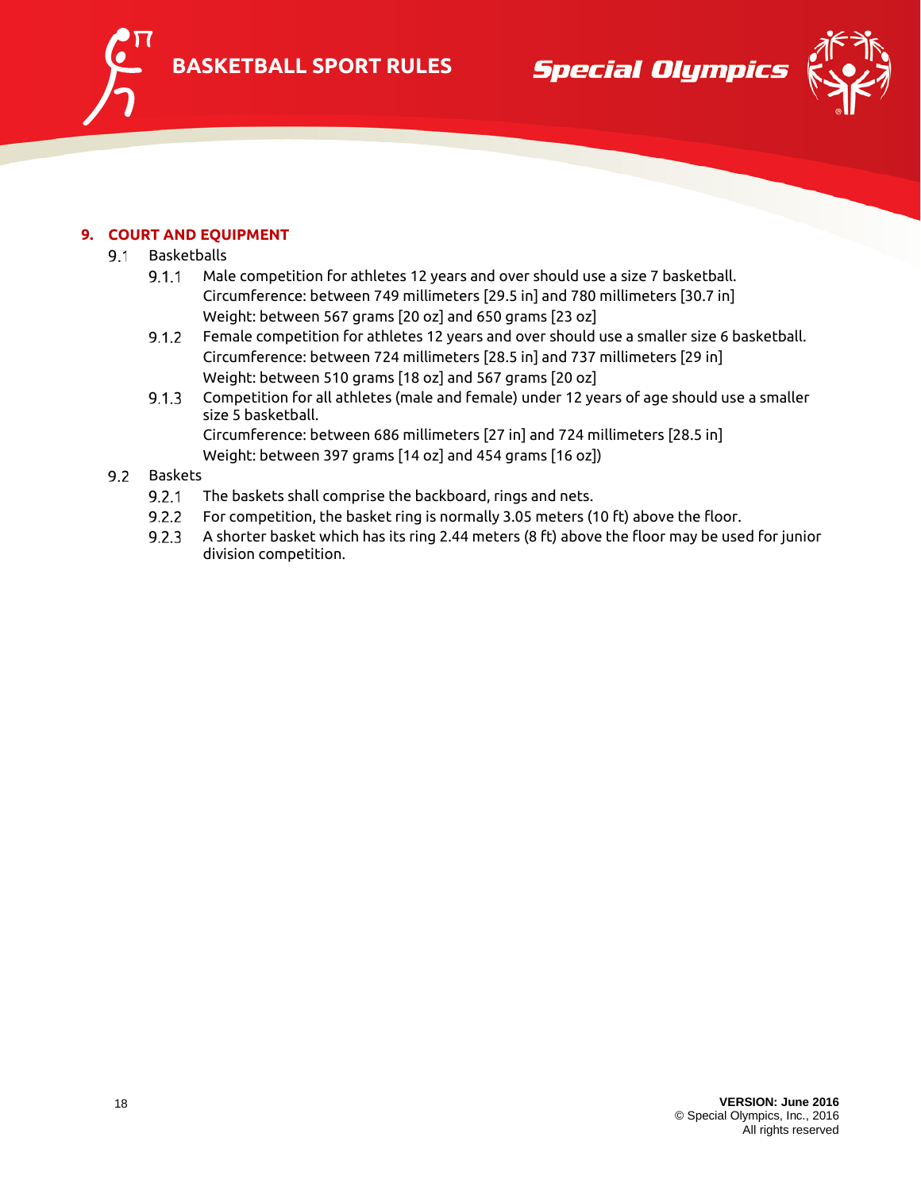## 9. COURT AND EQUIPMENT

### 9.1 Basketballs

9.1.1 Male competition for athletes 12 years and over should use a size 7 basketball.
Circumference: between 749 millimeters [29.5 in] and 780 millimeters [30.7 in]
Weight: between 567 grams [20 oz] and 650 grams [23 oz]

9.1.2 Female competition for athletes 12 years and over should use a smaller size 6 basketball.
Circumference: between 724 millimeters [28.5 in] and 737 millimeters [29 in]
Weight: between 510 grams [18 oz] and 567 grams [20 oz]

9.1.3 Competition for all athletes (male and female) under 12 years of age should use a smaller size 5 basketball.
Circumference: between 686 millimeters [27 in] and 724 millimeters [28.5 in]
Weight: between 397 grams [14 oz] and 454 grams [16 oz])

### 9.2 Baskets

9.2.1 The baskets shall comprise the backboard, rings and nets.

9.2.2 For competition, the basket ring is normally 3.05 meters (10 ft) above the floor.

9.2.3 A shorter basket which has its ring 2.44 meters (8 ft) above the floor may be used for junior division competition.